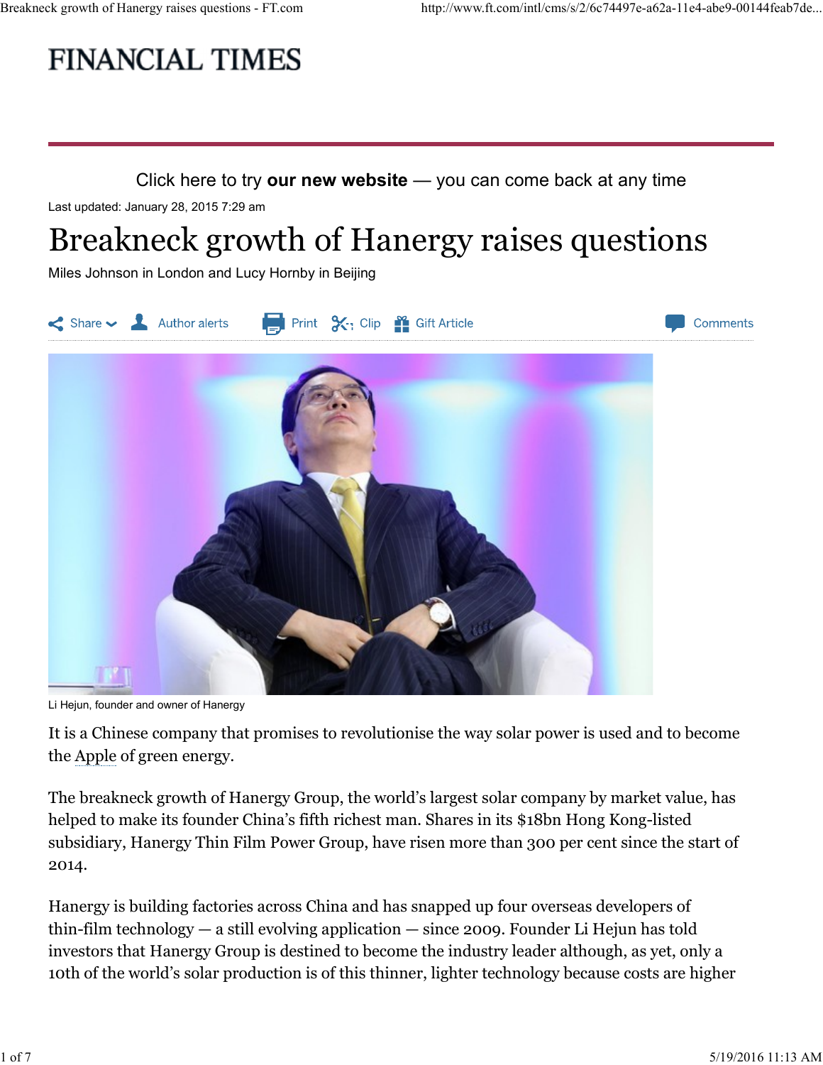# FINANCIAL TIMES

Click here to try **our new website** — you can come back at any time

Last updated: January 28, 2015 7:29 am

# Breakneck growth of Hanergy raises questions

Miles Johnson in London and Lucy Hornby in Beijing

Share | Author alerts | Print | Clip | Gift Article | Comments

Li Hejun, founder and owner of Hanergy

It is a Chinese company that promises to revolutionise the way solar power is used and to become the Apple of green energy.

The breakneck growth of Hanergy Group, the world's largest solar company by market value, has helped to make its founder China's fifth richest man. Shares in its $18bn Hong Kong-listed subsidiary, Hanergy Thin Film Power Group, have risen more than 300 per cent since the start of 2014.

Hanergy is building factories across China and has snapped up four overseas developers of thin-film technology — a still evolving application — since 2009. Founder Li Hejun has told investors that Hanergy Group is destined to become the industry leader although, as yet, only a 10th of the world's solar production is of this thinner, lighter technology because costs are higher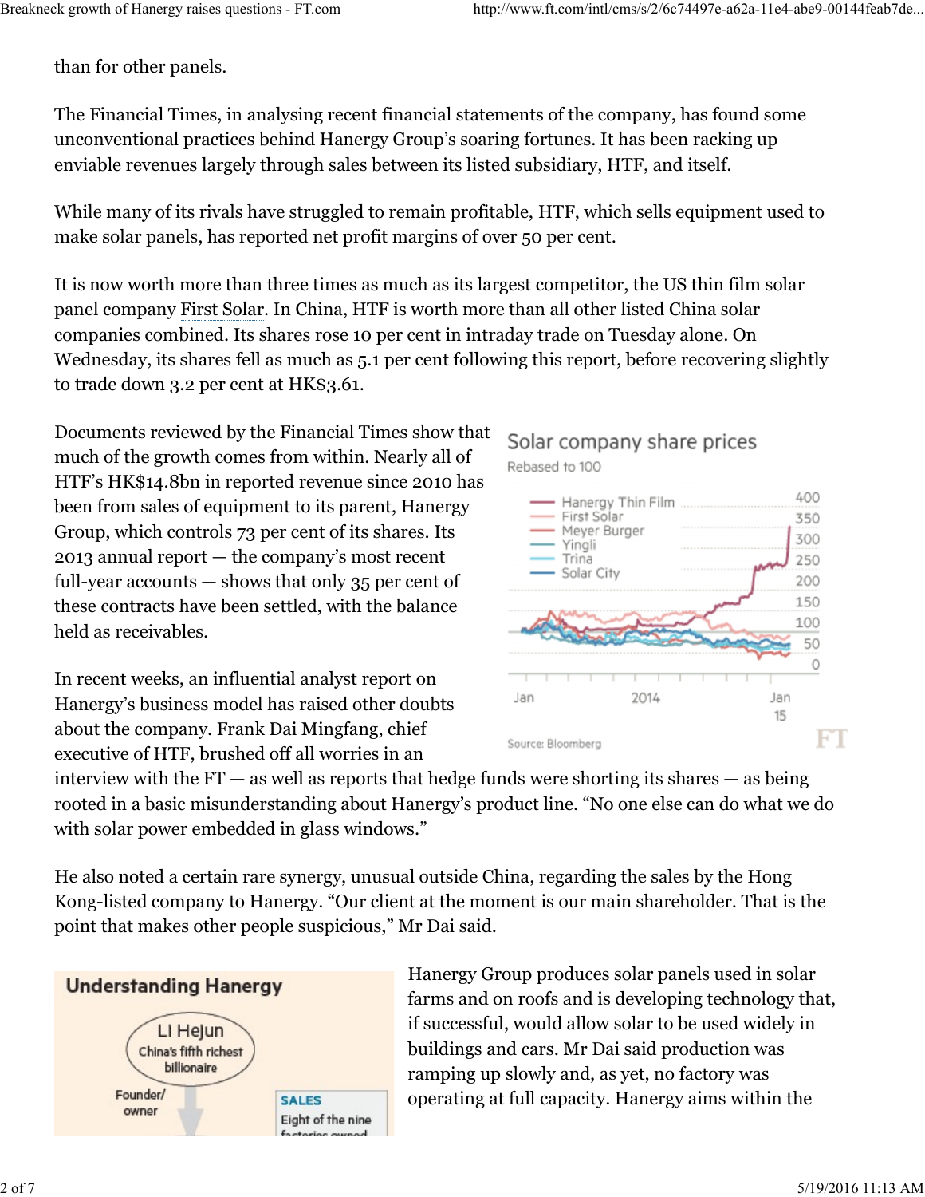than for other panels.

The Financial Times, in analysing recent financial statements of the company, has found some unconventional practices behind Hanergy Group's soaring fortunes. It has been racking up enviable revenues largely through sales between its listed subsidiary, HTF, and itself.

While many of its rivals have struggled to remain profitable, HTF, which sells equipment used to make solar panels, has reported net profit margins of over 50 per cent.

It is now worth more than three times as much as its largest competitor, the US thin film solar panel company First Solar. In China, HTF is worth more than all other listed China solar companies combined. Its shares rose 10 per cent in intraday trade on Tuesday alone. On Wednesday, its shares fell as much as 5.1 per cent following this report, before recovering slightly to trade down 3.2 per cent at HK$3.61.

Documents reviewed by the Financial Times show that much of the growth comes from within. Nearly all of HTF's HK$14.8bn in reported revenue since 2010 has been from sales of equipment to its parent, Hanergy Group, which controls 73 per cent of its shares. Its 2013 annual report — the company's most recent full-year accounts — shows that only 35 per cent of these contracts have been settled, with the balance held as receivables.

**Solar company share prices**

Rebased to 100

Hanergy Thin Film, First Solar, Meyer Burger, Yingli, Trina, Solar City

Source: Bloomberg

In recent weeks, an influential analyst report on Hanergy's business model has raised other doubts about the company. Frank Dai Mingfang, chief executive of HTF, brushed off all worries in an interview with the FT — as well as reports that hedge funds were shorting its shares — as being rooted in a basic misunderstanding about Hanergy's product line. "No one else can do what we do with solar power embedded in glass windows."

He also noted a certain rare synergy, unusual outside China, regarding the sales by the Hong Kong-listed company to Hanergy. "Our client at the moment is our main shareholder. That is the point that makes other people suspicious," Mr Dai said.

**Understanding Hanergy**

Li Hejun — China's fifth richest billionaire

Founder/owner

SALES — Eight of the nine factories owned

Hanergy Group produces solar panels used in solar farms and on roofs and is developing technology that, if successful, would allow solar to be used widely in buildings and cars. Mr Dai said production was ramping up slowly and, as yet, no factory was operating at full capacity. Hanergy aims within the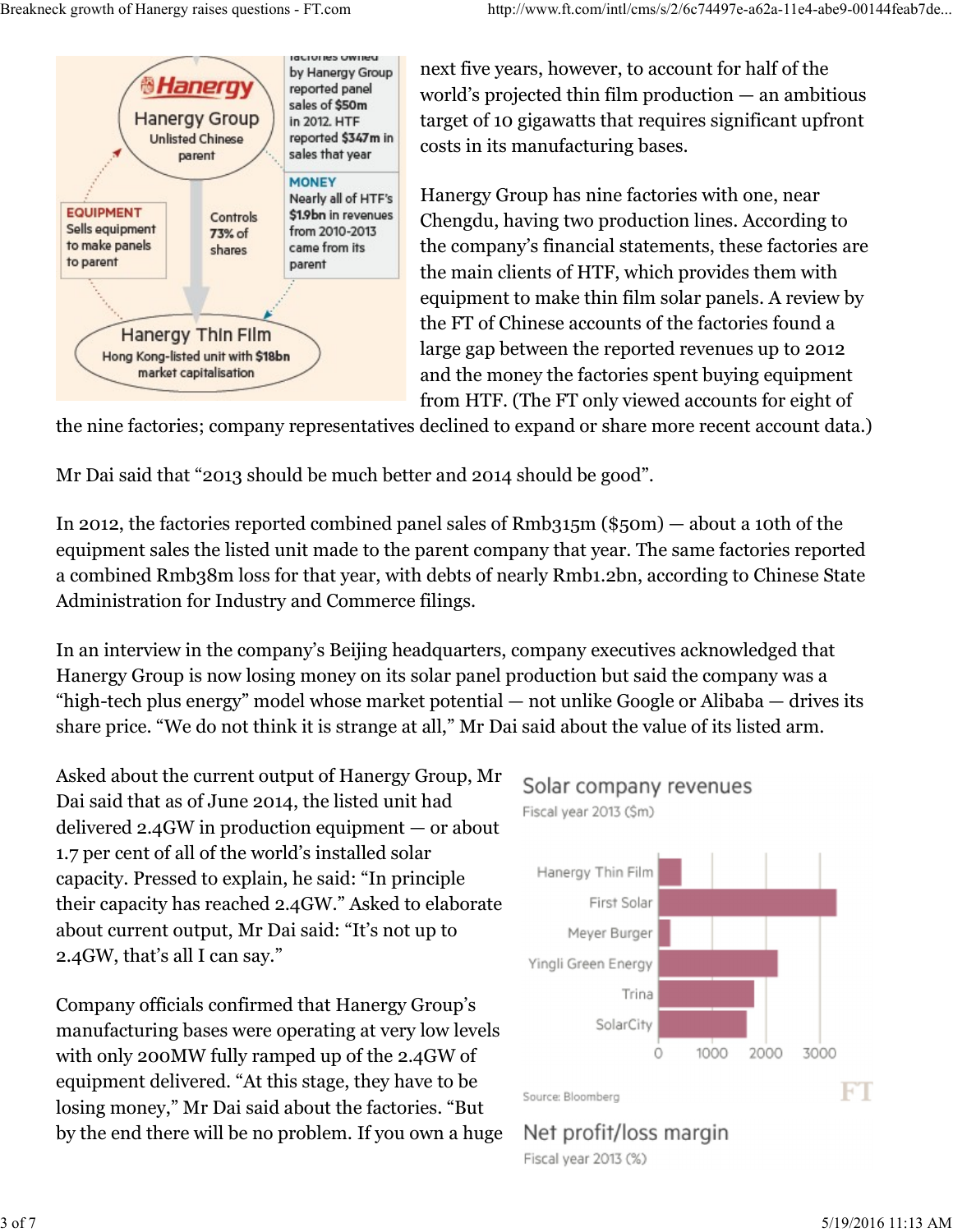factories owned by Hanergy Group reported panel sales of $50m in 2012. HTF reported $347m in sales that year

**Hanergy**

Hanergy Group

Unlisted Chinese parent

**EQUIPMENT**

Sells equipment to make panels to parent

Controls 73% of shares

**MONEY**

Nearly all of HTF's $1.9bn in revenues from 2010-2013 came from its parent

Hanergy Thin Film

Hong Kong-listed unit with $18bn market capitalisation

next five years, however, to account for half of the world's projected thin film production — an ambitious target of 10 gigawatts that requires significant upfront costs in its manufacturing bases.

Hanergy Group has nine factories with one, near Chengdu, having two production lines. According to the company's financial statements, these factories are the main clients of HTF, which provides them with equipment to make thin film solar panels. A review by the FT of Chinese accounts of the factories found a large gap between the reported revenues up to 2012 and the money the factories spent buying equipment from HTF. (The FT only viewed accounts for eight of the nine factories; company representatives declined to expand or share more recent account data.)

Mr Dai said that "2013 should be much better and 2014 should be good".

In 2012, the factories reported combined panel sales of Rmb315m ($50m) — about a 10th of the equipment sales the listed unit made to the parent company that year. The same factories reported a combined Rmb38m loss for that year, with debts of nearly Rmb1.2bn, according to Chinese State Administration for Industry and Commerce filings.

In an interview in the company's Beijing headquarters, company executives acknowledged that Hanergy Group is now losing money on its solar panel production but said the company was a "high-tech plus energy" model whose market potential — not unlike Google or Alibaba — drives its share price. "We do not think it is strange at all," Mr Dai said about the value of its listed arm.

Asked about the current output of Hanergy Group, Mr Dai said that as of June 2014, the listed unit had delivered 2.4GW in production equipment — or about 1.7 per cent of all of the world's installed solar capacity. Pressed to explain, he said: "In principle their capacity has reached 2.4GW." Asked to elaborate about current output, Mr Dai said: "It's not up to 2.4GW, that's all I can say."

Company officials confirmed that Hanergy Group's manufacturing bases were operating at very low levels with only 200MW fully ramped up of the 2.4GW of equipment delivered. "At this stage, they have to be losing money," Mr Dai said about the factories. "But by the end there will be no problem. If you own a huge

**Solar company revenues**

Fiscal year 2013 ($m)

Hanergy Thin Film, First Solar, Meyer Burger, Yingli Green Energy, Trina, SolarCity

0 1000 2000 3000

Source: Bloomberg

**Net profit/loss margin**

Fiscal year 2013 (%)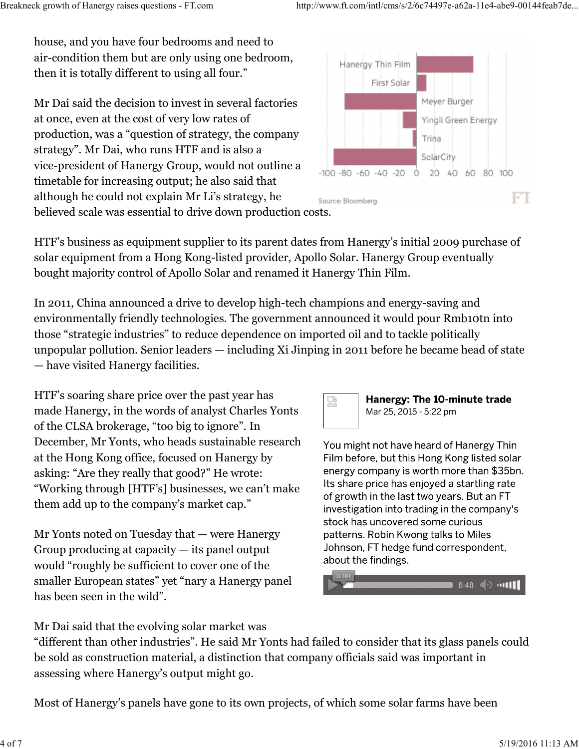house, and you have four bedrooms and need to air-condition them but are only using one bedroom, then it is totally different to using all four."

Mr Dai said the decision to invest in several factories at once, even at the cost of very low rates of production, was a "question of strategy, the company strategy". Mr Dai, who runs HTF and is also a vice-president of Hanergy Group, would not outline a timetable for increasing output; he also said that although he could not explain Mr Li's strategy, he believed scale was essential to drive down production costs.

| Company | Value |
| --- | --- |
| Hanergy Thin Film | ~63 |
| First Solar | ~10 |
| Meyer Burger | ~-80 |
| Yingli Green Energy | ~-15 |
| Trina | ~-3 |
| SolarCity | ~-92 |

Source: Bloomberg

HTF's business as equipment supplier to its parent dates from Hanergy's initial 2009 purchase of solar equipment from a Hong Kong-listed provider, Apollo Solar. Hanergy Group eventually bought majority control of Apollo Solar and renamed it Hanergy Thin Film.

In 2011, China announced a drive to develop high-tech champions and energy-saving and environmentally friendly technologies. The government announced it would pour Rmb10tn into those "strategic industries" to reduce dependence on imported oil and to tackle politically unpopular pollution. Senior leaders — including Xi Jinping in 2011 before he became head of state — have visited Hanergy facilities.

HTF's soaring share price over the past year has made Hanergy, in the words of analyst Charles Yonts of the CLSA brokerage, "too big to ignore". In December, Mr Yonts, who heads sustainable research at the Hong Kong office, focused on Hanergy by asking: "Are they really that good?" He wrote: "Working through [HTF's] businesses, we can't make them add up to the company's market cap."

Mr Yonts noted on Tuesday that — were Hanergy Group producing at capacity — its panel output would "roughly be sufficient to cover one of the smaller European states" yet "nary a Hanergy panel has been seen in the wild".

**Hanergy: The 10-minute trade**
Mar 25, 2015 - 5:22 pm

You might not have heard of Hanergy Thin Film before, but this Hong Kong listed solar energy company is worth more than $35bn. Its share price has enjoyed a startling rate of growth in the last two years. But an FT investigation into trading in the company's stock has uncovered some curious patterns. Robin Kwong talks to Miles Johnson, FT hedge fund correspondent, about the findings.

Mr Dai said that the evolving solar market was "different than other industries". He said Mr Yonts had failed to consider that its glass panels could be sold as construction material, a distinction that company officials said was important in assessing where Hanergy's output might go.

Most of Hanergy's panels have gone to its own projects, of which some solar farms have been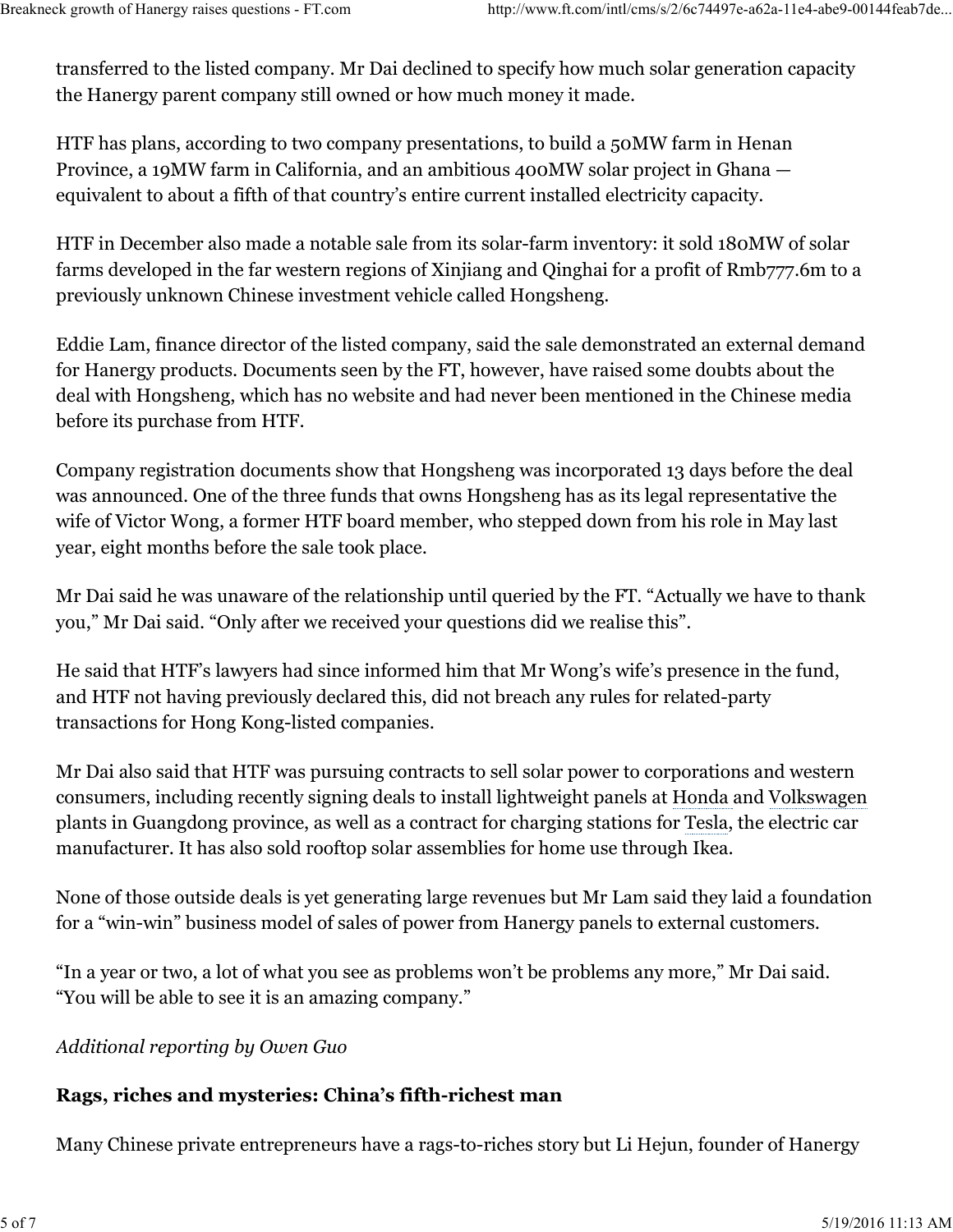transferred to the listed company. Mr Dai declined to specify how much solar generation capacity the Hanergy parent company still owned or how much money it made.

HTF has plans, according to two company presentations, to build a 50MW farm in Henan Province, a 19MW farm in California, and an ambitious 400MW solar project in Ghana — equivalent to about a fifth of that country's entire current installed electricity capacity.

HTF in December also made a notable sale from its solar-farm inventory: it sold 180MW of solar farms developed in the far western regions of Xinjiang and Qinghai for a profit of Rmb777.6m to a previously unknown Chinese investment vehicle called Hongsheng.

Eddie Lam, finance director of the listed company, said the sale demonstrated an external demand for Hanergy products. Documents seen by the FT, however, have raised some doubts about the deal with Hongsheng, which has no website and had never been mentioned in the Chinese media before its purchase from HTF.

Company registration documents show that Hongsheng was incorporated 13 days before the deal was announced. One of the three funds that owns Hongsheng has as its legal representative the wife of Victor Wong, a former HTF board member, who stepped down from his role in May last year, eight months before the sale took place.

Mr Dai said he was unaware of the relationship until queried by the FT. "Actually we have to thank you," Mr Dai said. "Only after we received your questions did we realise this".

He said that HTF's lawyers had since informed him that Mr Wong's wife's presence in the fund, and HTF not having previously declared this, did not breach any rules for related-party transactions for Hong Kong-listed companies.

Mr Dai also said that HTF was pursuing contracts to sell solar power to corporations and western consumers, including recently signing deals to install lightweight panels at Honda and Volkswagen plants in Guangdong province, as well as a contract for charging stations for Tesla, the electric car manufacturer. It has also sold rooftop solar assemblies for home use through Ikea.

None of those outside deals is yet generating large revenues but Mr Lam said they laid a foundation for a "win-win" business model of sales of power from Hanergy panels to external customers.

"In a year or two, a lot of what you see as problems won't be problems any more," Mr Dai said. "You will be able to see it is an amazing company."

*Additional reporting by Owen Guo*

### Rags, riches and mysteries: China's fifth-richest man

Many Chinese private entrepreneurs have a rags-to-riches story but Li Hejun, founder of Hanergy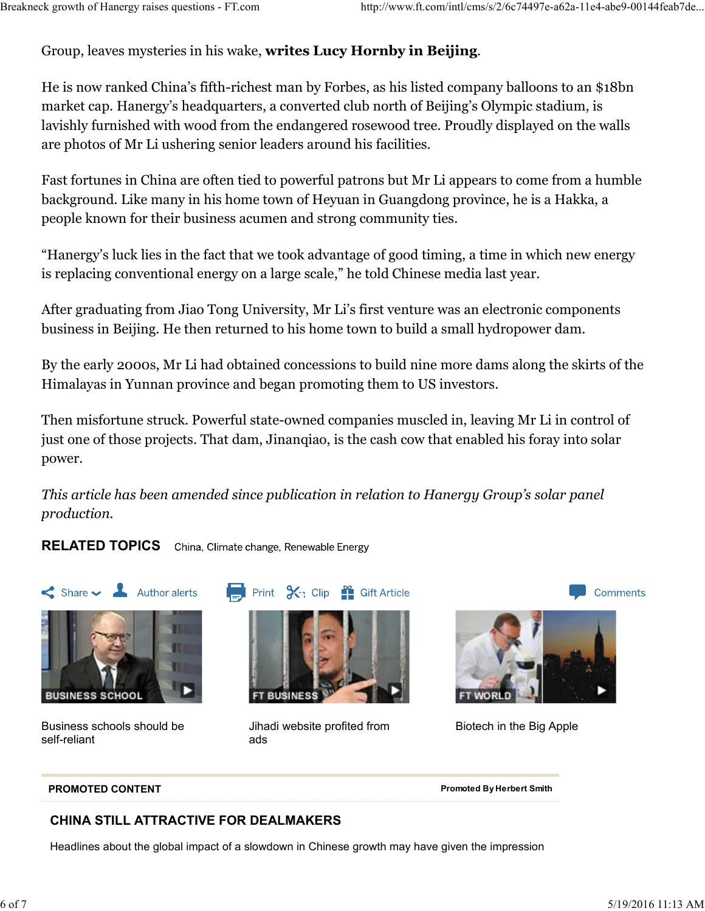Group, leaves mysteries in his wake, **writes Lucy Hornby in Beijing**.

He is now ranked China's fifth-richest man by Forbes, as his listed company balloons to an $18bn market cap. Hanergy's headquarters, a converted club north of Beijing's Olympic stadium, is lavishly furnished with wood from the endangered rosewood tree. Proudly displayed on the walls are photos of Mr Li ushering senior leaders around his facilities.

Fast fortunes in China are often tied to powerful patrons but Mr Li appears to come from a humble background. Like many in his home town of Heyuan in Guangdong province, he is a Hakka, a people known for their business acumen and strong community ties.

"Hanergy's luck lies in the fact that we took advantage of good timing, a time in which new energy is replacing conventional energy on a large scale," he told Chinese media last year.

After graduating from Jiao Tong University, Mr Li's first venture was an electronic components business in Beijing. He then returned to his home town to build a small hydropower dam.

By the early 2000s, Mr Li had obtained concessions to build nine more dams along the skirts of the Himalayas in Yunnan province and began promoting them to US investors.

Then misfortune struck. Powerful state-owned companies muscled in, leaving Mr Li in control of just one of those projects. That dam, Jinanqiao, is the cash cow that enabled his foray into solar power.

*This article has been amended since publication in relation to Hanergy Group's solar panel production.*

**RELATED TOPICS** China, Climate change, Renewable Energy

Share Author alerts Print Clip Gift Article Comments

BUSINESS SCHOOL
Business schools should be self-reliant

FT BUSINESS
Jihadi website profited from ads

FT WORLD
Biotech in the Big Apple

**PROMOTED CONTENT** Promoted By Herbert Smith

**CHINA STILL ATTRACTIVE FOR DEALMAKERS**

Headlines about the global impact of a slowdown in Chinese growth may have given the impression